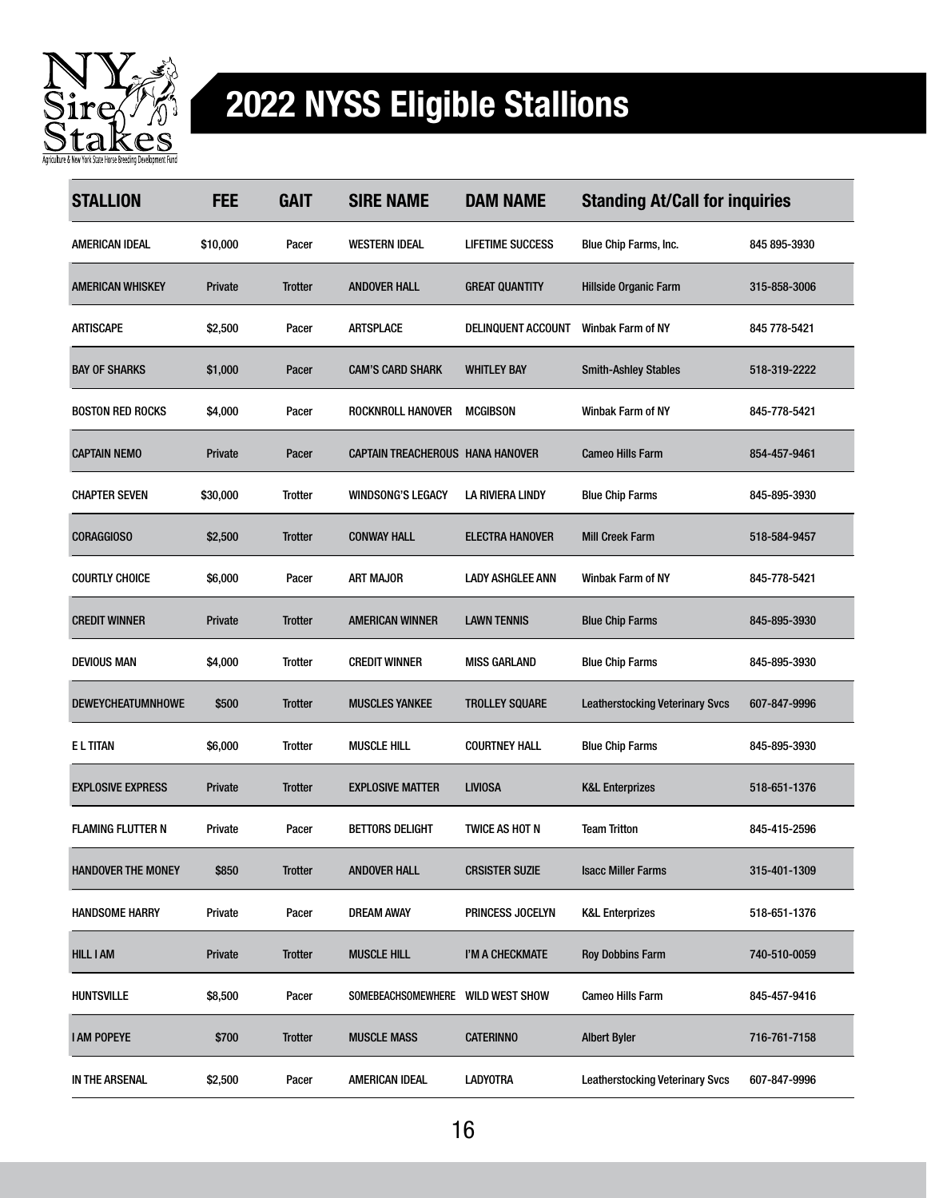# 2022 NYSS Eligible Stallions

| STALLION | FEE | GAIT | SIRE NAME | DAM NAME | Standing At/Call for inquiries | |
|---|---|---|---|---|---|---|
| AMERICAN IDEAL | $10,000 | Pacer | WESTERN IDEAL | LIFETIME SUCCESS | Blue Chip Farms, Inc. | 845 895-3930 |
| AMERICAN WHISKEY | Private | Trotter | ANDOVER HALL | GREAT QUANTITY | Hillside Organic Farm | 315-858-3006 |
| ARTISCAPE | $2,500 | Pacer | ARTSPLACE | DELINQUENT ACCOUNT | Winbak Farm of NY | 845 778-5421 |
| BAY OF SHARKS | $1,000 | Pacer | CAM'S CARD SHARK | WHITLEY BAY | Smith-Ashley Stables | 518-319-2222 |
| BOSTON RED ROCKS | $4,000 | Pacer | ROCKNROLL HANOVER | MCGIBSON | Winbak Farm of NY | 845-778-5421 |
| CAPTAIN NEMO | Private | Pacer | CAPTAIN TREACHEROUS | HANA HANOVER | Cameo Hills Farm | 854-457-9461 |
| CHAPTER SEVEN | $30,000 | Trotter | WINDSONG'S LEGACY | LA RIVIERA LINDY | Blue Chip Farms | 845-895-3930 |
| CORAGGIOSO | $2,500 | Trotter | CONWAY HALL | ELECTRA HANOVER | Mill Creek Farm | 518-584-9457 |
| COURTLY CHOICE | $6,000 | Pacer | ART MAJOR | LADY ASHGLEE ANN | Winbak Farm of NY | 845-778-5421 |
| CREDIT WINNER | Private | Trotter | AMERICAN WINNER | LAWN TENNIS | Blue Chip Farms | 845-895-3930 |
| DEVIOUS MAN | $4,000 | Trotter | CREDIT WINNER | MISS GARLAND | Blue Chip Farms | 845-895-3930 |
| DEWEYCHEATUMNHOWE | $500 | Trotter | MUSCLES YANKEE | TROLLEY SQUARE | Leatherstocking Veterinary Svcs | 607-847-9996 |
| E L TITAN | $6,000 | Trotter | MUSCLE HILL | COURTNEY HALL | Blue Chip Farms | 845-895-3930 |
| EXPLOSIVE EXPRESS | Private | Trotter | EXPLOSIVE MATTER | LIVIOSA | K&L Enterprizes | 518-651-1376 |
| FLAMING FLUTTER N | Private | Pacer | BETTORS DELIGHT | TWICE AS HOT N | Team Tritton | 845-415-2596 |
| HANDOVER THE MONEY | $850 | Trotter | ANDOVER HALL | CRSISTER SUZIE | Isacc Miller Farms | 315-401-1309 |
| HANDSOME HARRY | Private | Pacer | DREAM AWAY | PRINCESS JOCELYN | K&L Enterprizes | 518-651-1376 |
| HILL I AM | Private | Trotter | MUSCLE HILL | I'M A CHECKMATE | Roy Dobbins Farm | 740-510-0059 |
| HUNTSVILLE | $8,500 | Pacer | SOMEBEACHSOMEWHERE | WILD WEST SHOW | Cameo Hills Farm | 845-457-9416 |
| I AM POPEYE | $700 | Trotter | MUSCLE MASS | CATERINNO | Albert Byler | 716-761-7158 |
| IN THE ARSENAL | $2,500 | Pacer | AMERICAN IDEAL | LADYOTRA | Leatherstocking Veterinary Svcs | 607-847-9996 |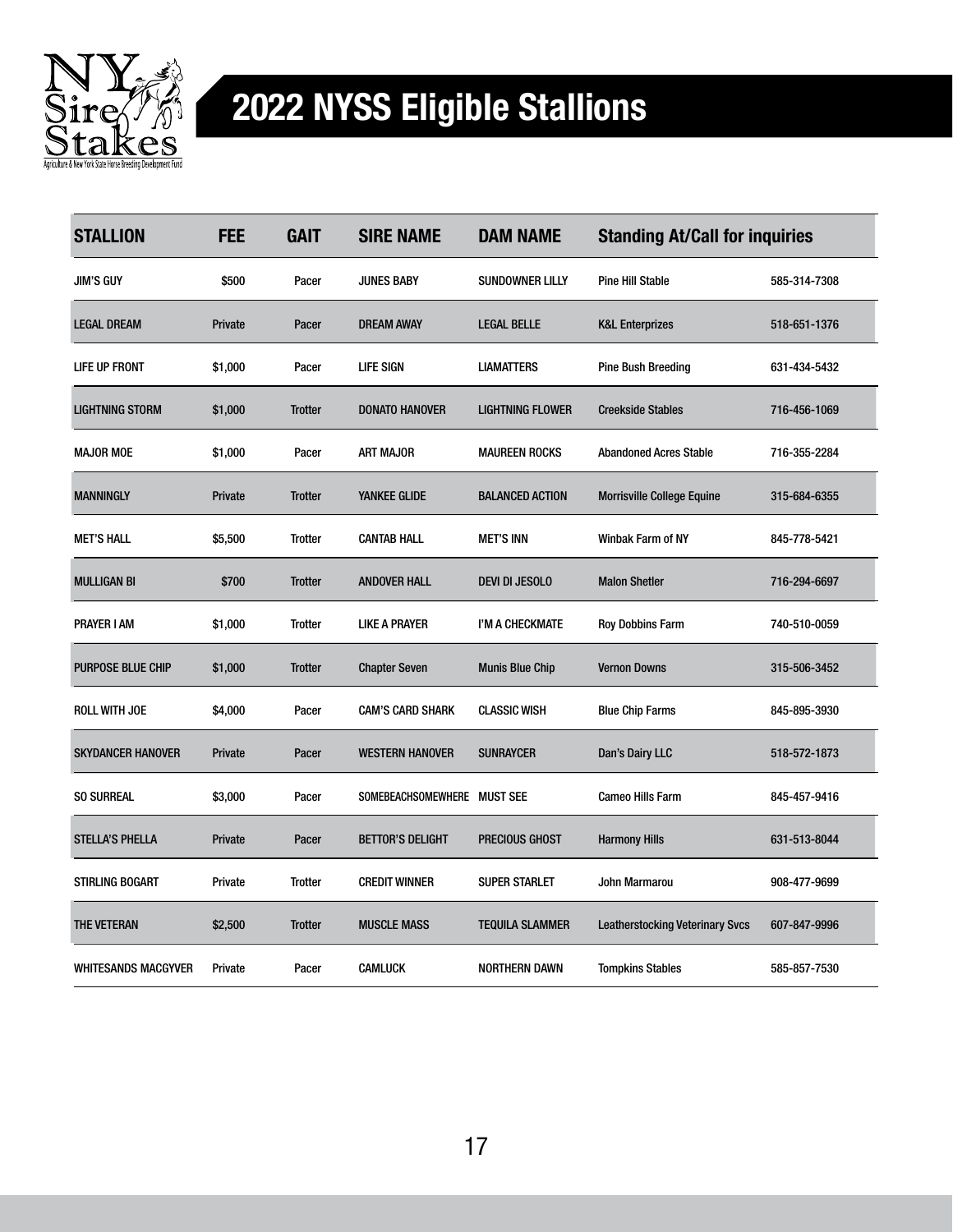# 2022 NYSS Eligible Stallions

| STALLION | FEE | GAIT | SIRE NAME | DAM NAME | Standing At/Call for inquiries | |
|---|---|---|---|---|---|---|
| JIM'S GUY | $500 | Pacer | JUNES BABY | SUNDOWNER LILLY | Pine Hill Stable | 585-314-7308 |
| LEGAL DREAM | Private | Pacer | DREAM AWAY | LEGAL BELLE | K&L Enterprizes | 518-651-1376 |
| LIFE UP FRONT | $1,000 | Pacer | LIFE SIGN | LIAMATTERS | Pine Bush Breeding | 631-434-5432 |
| LIGHTNING STORM | $1,000 | Trotter | DONATO HANOVER | LIGHTNING FLOWER | Creekside Stables | 716-456-1069 |
| MAJOR MOE | $1,000 | Pacer | ART MAJOR | MAUREEN ROCKS | Abandoned Acres Stable | 716-355-2284 |
| MANNINGLY | Private | Trotter | YANKEE GLIDE | BALANCED ACTION | Morrisville College Equine | 315-684-6355 |
| MET'S HALL | $5,500 | Trotter | CANTAB HALL | MET'S INN | Winbak Farm of NY | 845-778-5421 |
| MULLIGAN BI | $700 | Trotter | ANDOVER HALL | DEVI DI JESOLO | Malon Shetler | 716-294-6697 |
| PRAYER I AM | $1,000 | Trotter | LIKE A PRAYER | I'M A CHECKMATE | Roy Dobbins Farm | 740-510-0059 |
| PURPOSE BLUE CHIP | $1,000 | Trotter | Chapter Seven | Munis Blue Chip | Vernon Downs | 315-506-3452 |
| ROLL WITH JOE | $4,000 | Pacer | CAM'S CARD SHARK | CLASSIC WISH | Blue Chip Farms | 845-895-3930 |
| SKYDANCER HANOVER | Private | Pacer | WESTERN HANOVER | SUNRAYCER | Dan's Dairy LLC | 518-572-1873 |
| SO SURREAL | $3,000 | Pacer | SOMEBEACHSOMEWHERE | MUST SEE | Cameo Hills Farm | 845-457-9416 |
| STELLA'S PHELLA | Private | Pacer | BETTOR'S DELIGHT | PRECIOUS GHOST | Harmony Hills | 631-513-8044 |
| STIRLING BOGART | Private | Trotter | CREDIT WINNER | SUPER STARLET | John Marmarou | 908-477-9699 |
| THE VETERAN | $2,500 | Trotter | MUSCLE MASS | TEQUILA SLAMMER | Leatherstocking Veterinary Svcs | 607-847-9996 |
| WHITESANDS MACGYVER | Private | Pacer | CAMLUCK | NORTHERN DAWN | Tompkins Stables | 585-857-7530 |